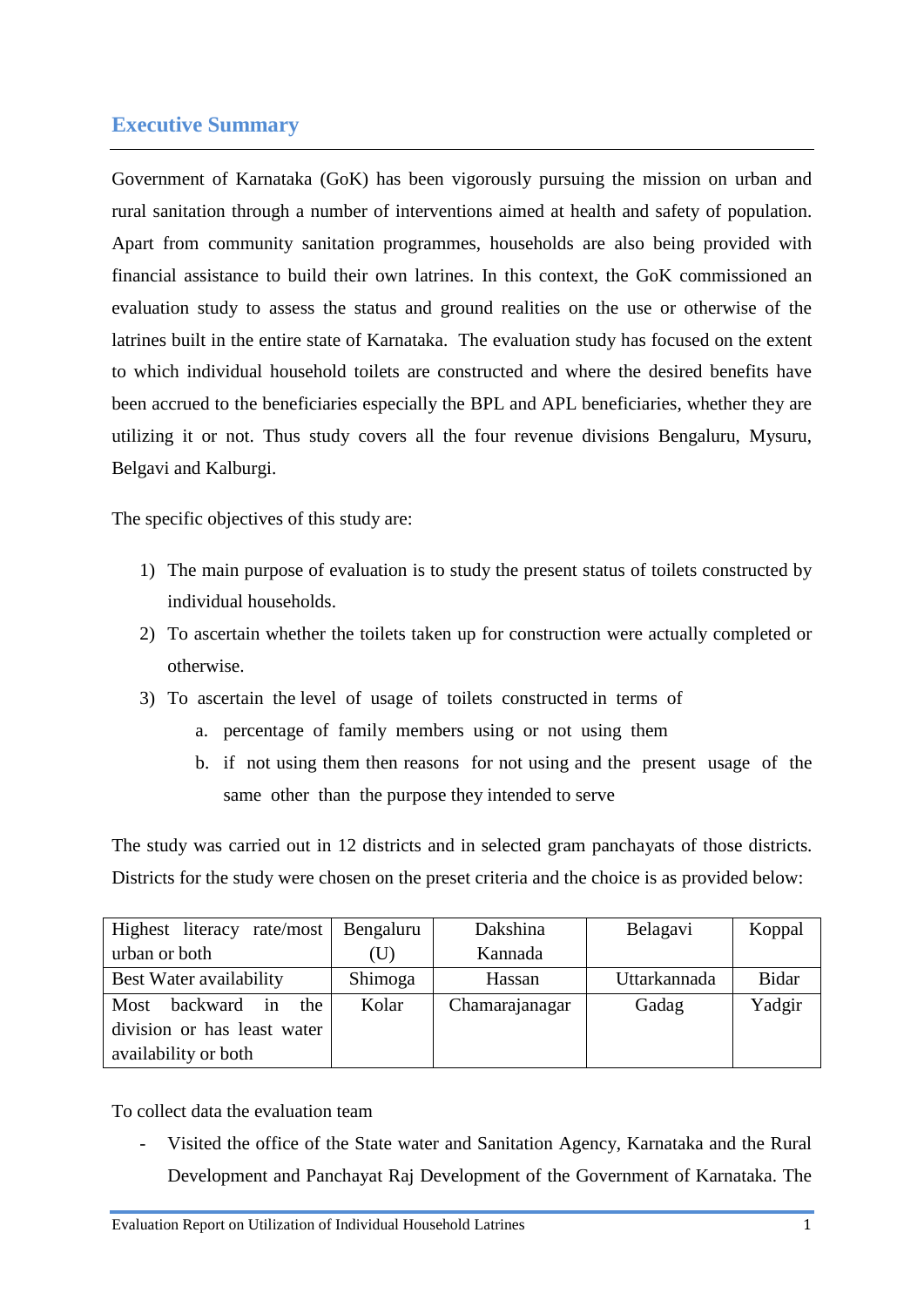# Executive Summary

Government of Karnataka (GoK) has been vigorously pursuing the mission on urban and rural sanitation through a number of interventions aimed at health and safety of population. Apart from community sanitation programmes, households are also being provided with financial assistance to build their own latrines. In this context, the GoK commissioned an evaluation study to assess the status and ground realities on the use or otherwise of the latrines built in the entire state of Karnataka. The evaluation study has focused on the extent to which individual household toilets are constructed and where the desired benefits have been accrued to the beneficiaries especially the BPL and APL beneficiaries, whether they are utilizing it or not. Thus study covers all the four revenue divisions Bengaluru, Mysuru, Belgavi and Kalburgi.

The specific objectives of this study are:

1) The main purpose of evaluation is to study the present status of toilets constructed by individual households.
2) To ascertain whether the toilets taken up for construction were actually completed or otherwise.
3) To ascertain the level of usage of toilets constructed in terms of
    a. percentage of family members using or not using them
    b. if not using them then reasons for not using and the present usage of the same other than the purpose they intended to serve

The study was carried out in 12 districts and in selected gram panchayats of those districts. Districts for the study were chosen on the preset criteria and the choice is as provided below:

| | | | | |
|---|---|---|---|---|
| Highest literacy rate/most urban or both | Bengaluru (U) | Dakshina Kannada | Belagavi | Koppal |
| Best Water availability | Shimoga | Hassan | Uttarkannada | Bidar |
| Most backward in the division or has least water availability or both | Kolar | Chamarajanagar | Gadag | Yadgir |

To collect data the evaluation team

- Visited the office of the State water and Sanitation Agency, Karnataka and the Rural Development and Panchayat Raj Development of the Government of Karnataka. The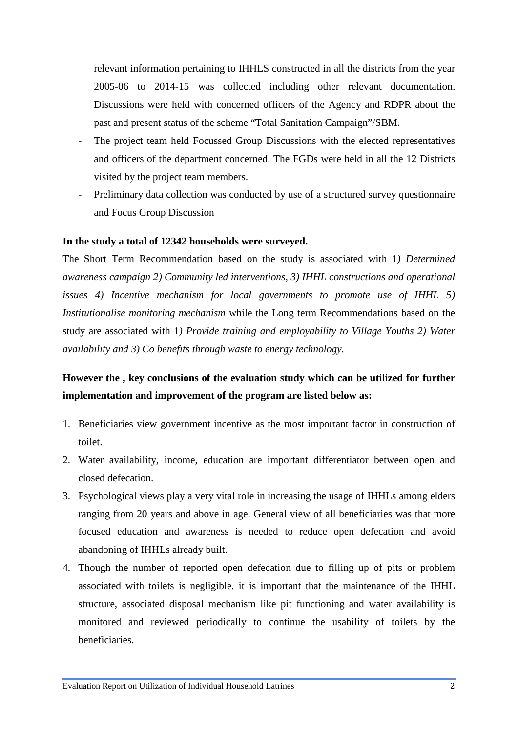relevant information pertaining to IHHLS constructed in all the districts from the year 2005-06 to 2014-15 was collected including other relevant documentation. Discussions were held with concerned officers of the Agency and RDPR about the past and present status of the scheme "Total Sanitation Campaign"/SBM.

- The project team held Focussed Group Discussions with the elected representatives and officers of the department concerned. The FGDs were held in all the 12 Districts visited by the project team members.
- Preliminary data collection was conducted by use of a structured survey questionnaire and Focus Group Discussion

**In the study a total of 12342 households were surveyed.**

The Short Term Recommendation based on the study is associated with 1*) Determined awareness campaign 2) Community led interventions, 3) IHHL constructions and operational issues 4) Incentive mechanism for local governments to promote use of IHHL 5) Institutionalise monitoring mechanism* while the Long term Recommendations based on the study are associated with 1*) Provide training and employability to Village Youths 2) Water availability and 3) Co benefits through waste to energy technology.*

**However the , key conclusions of the evaluation study which can be utilized for further implementation and improvement of the program are listed below as:**

1. Beneficiaries view government incentive as the most important factor in construction of toilet.
2. Water availability, income, education are important differentiator between open and closed defecation.
3. Psychological views play a very vital role in increasing the usage of IHHLs among elders ranging from 20 years and above in age. General view of all beneficiaries was that more focused education and awareness is needed to reduce open defecation and avoid abandoning of IHHLs already built.
4. Though the number of reported open defecation due to filling up of pits or problem associated with toilets is negligible, it is important that the maintenance of the IHHL structure, associated disposal mechanism like pit functioning and water availability is monitored and reviewed periodically to continue the usability of toilets by the beneficiaries.